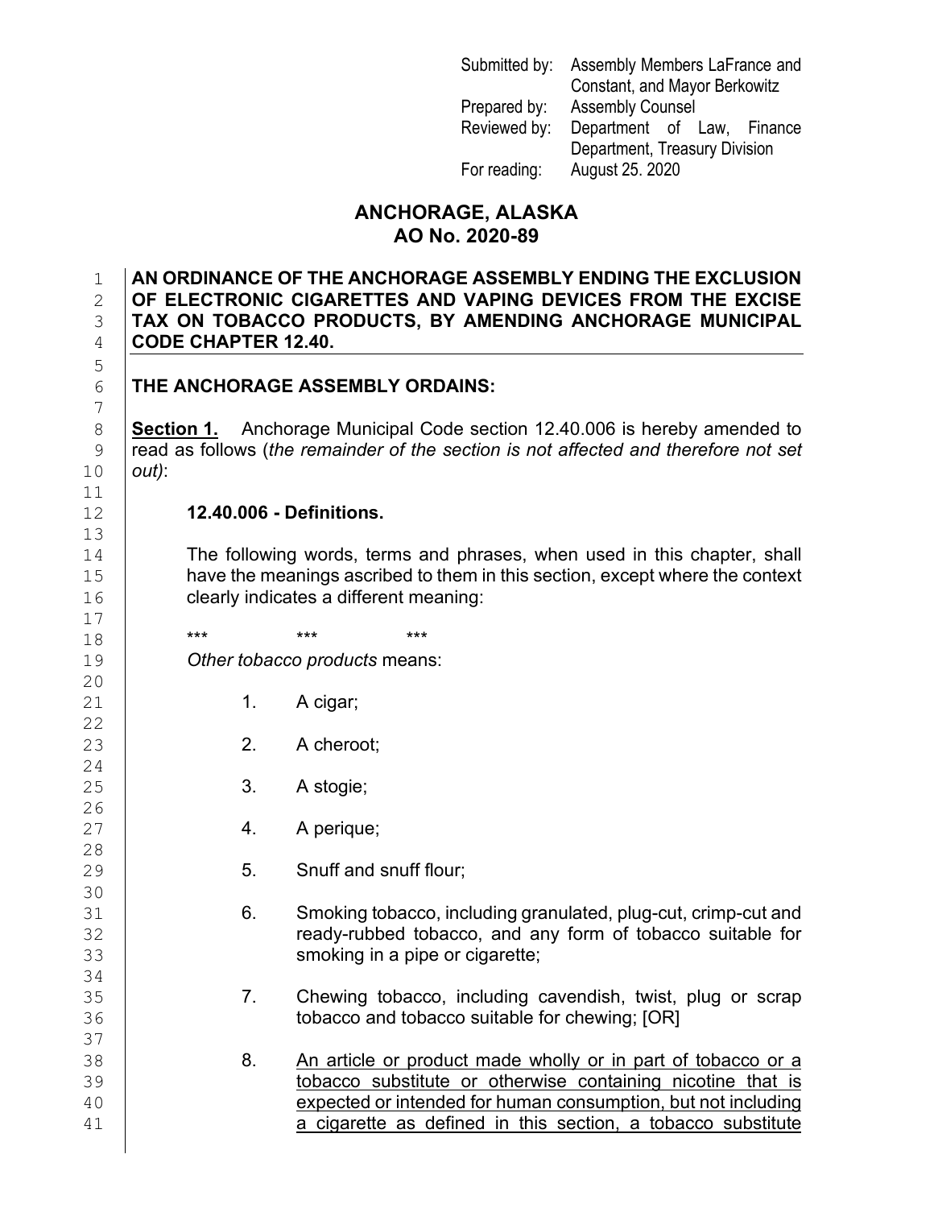Submitted by: Assembly Members LaFrance and Constant, and Mayor Berkowitz
Prepared by: Assembly Counsel
Reviewed by: Department of Law, Finance Department, Treasury Division
For reading: August 25. 2020

# ANCHORAGE, ALASKA
# AO No. 2020-89

**AN ORDINANCE OF THE ANCHORAGE ASSEMBLY ENDING THE EXCLUSION OF ELECTRONIC CIGARETTES AND VAPING DEVICES FROM THE EXCISE TAX ON TOBACCO PRODUCTS, BY AMENDING ANCHORAGE MUNICIPAL CODE CHAPTER 12.40.**

**THE ANCHORAGE ASSEMBLY ORDAINS:**

**<u>Section 1.</u>** Anchorage Municipal Code section 12.40.006 is hereby amended to read as follows (*the remainder of the section is not affected and therefore not set out)*:

**12.40.006 - Definitions.**

The following words, terms and phrases, when used in this chapter, shall have the meanings ascribed to them in this section, except where the context clearly indicates a different meaning:

\*\*\* \*\*\* \*\*\*

*Other tobacco products* means:

1. A cigar;
2. A cheroot;
3. A stogie;
4. A perique;
5. Snuff and snuff flour;
6. Smoking tobacco, including granulated, plug-cut, crimp-cut and ready-rubbed tobacco, and any form of tobacco suitable for smoking in a pipe or cigarette;
7. Chewing tobacco, including cavendish, twist, plug or scrap tobacco and tobacco suitable for chewing; [OR]
8. <u>An article or product made wholly or in part of tobacco or a tobacco substitute or otherwise containing nicotine that is expected or intended for human consumption, but not including a cigarette as defined in this section, a tobacco substitute</u>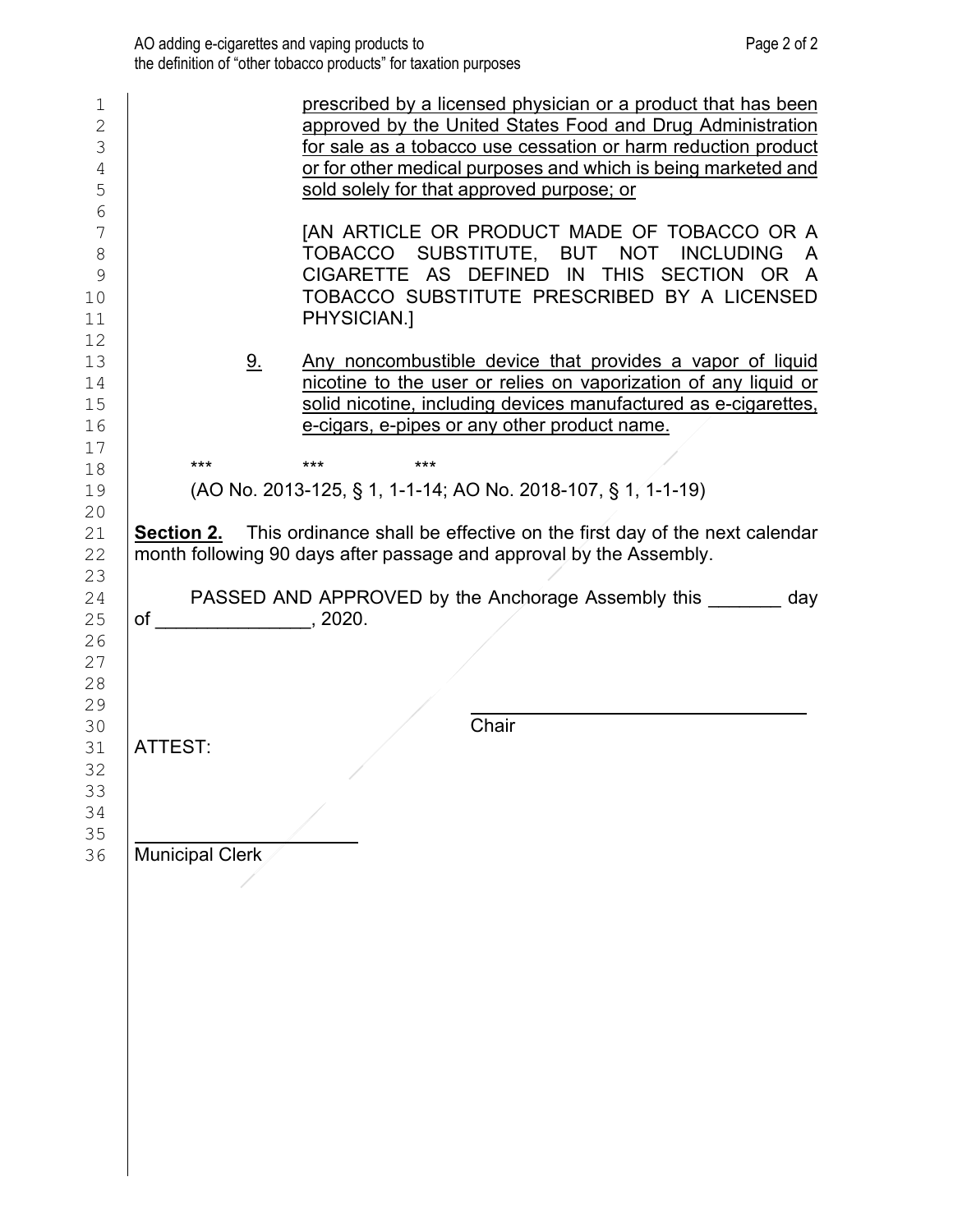prescribed by a licensed physician or a product that has been approved by the United States Food and Drug Administration for sale as a tobacco use cessation or harm reduction product or for other medical purposes and which is being marketed and sold solely for that approved purpose; or

[AN ARTICLE OR PRODUCT MADE OF TOBACCO OR A TOBACCO SUBSTITUTE, BUT NOT INCLUDING A CIGARETTE AS DEFINED IN THIS SECTION OR A TOBACCO SUBSTITUTE PRESCRIBED BY A LICENSED PHYSICIAN.]

9. Any noncombustible device that provides a vapor of liquid nicotine to the user or relies on vaporization of any liquid or solid nicotine, including devices manufactured as e-cigarettes, e-cigars, e-pipes or any other product name.

*** *** ***

(AO No. 2013-125, § 1, 1-1-14; AO No. 2018-107, § 1, 1-1-19)

**Section 2.** This ordinance shall be effective on the first day of the next calendar month following 90 days after passage and approval by the Assembly.

PASSED AND APPROVED by the Anchorage Assembly this _______ day of _______________, 2020.

________________________________
Chair

ATTEST:

______________________
Municipal Clerk